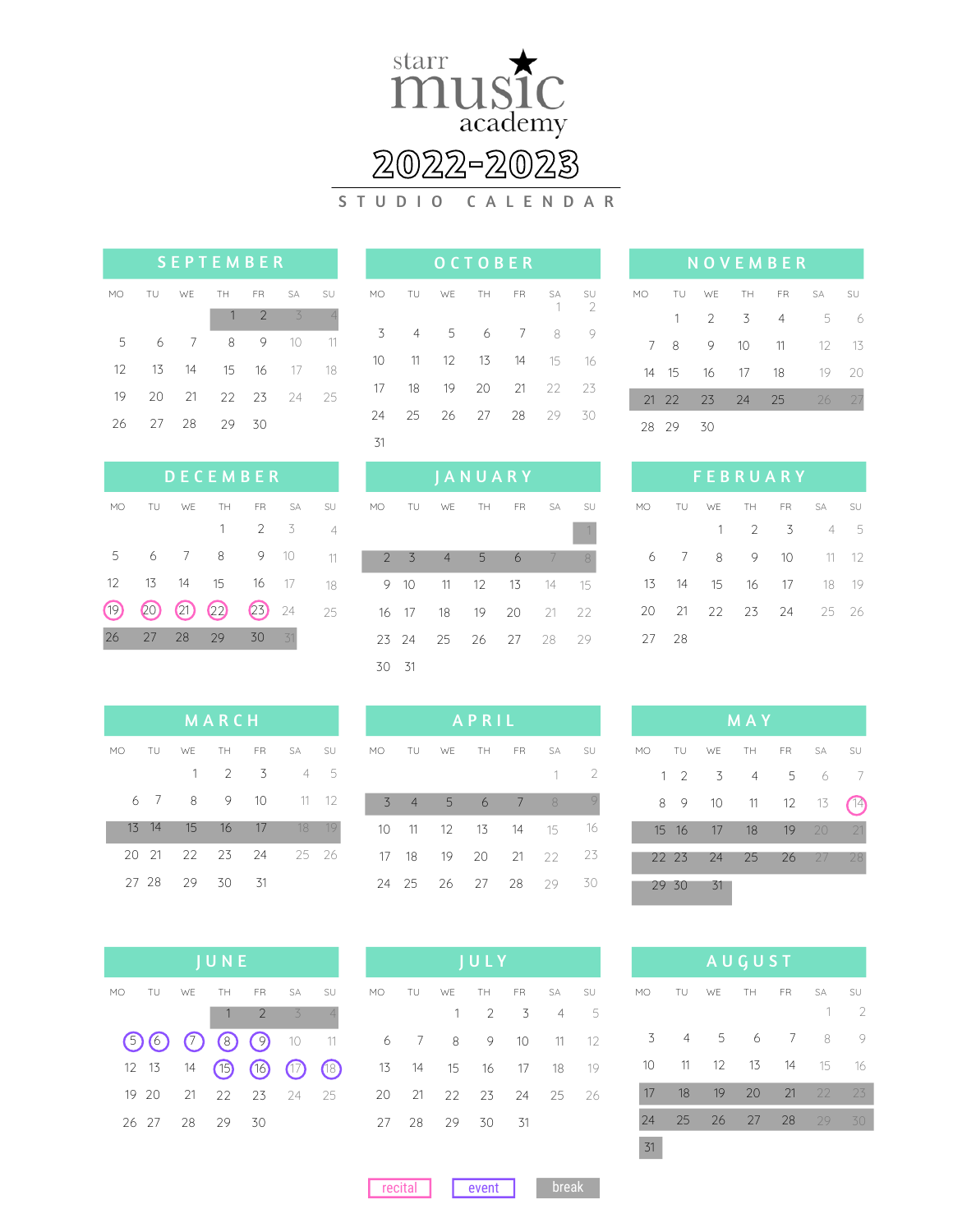# starr music academy

## 2022-2023

### STUDIO CALENDAR

**SEPTEMBER**

| MO | TU | WE | TH | FR | SA | SU |
|---|---|---|---|---|---|---|
| | | | 1 | 2 | 3 | 4 |
| 5 | 6 | 7 | 8 | 9 | 10 | 11 |
| 12 | 13 | 14 | 15 | 16 | 17 | 18 |
| 19 | 20 | 21 | 22 | 23 | 24 | 25 |
| 26 | 27 | 28 | 29 | 30 | | |

**OCTOBER**

| MO | TU | WE | TH | FR | SA | SU |
|---|---|---|---|---|---|---|
| | | | | | 1 | 2 |
| 3 | 4 | 5 | 6 | 7 | 8 | 9 |
| 10 | 11 | 12 | 13 | 14 | 15 | 16 |
| 17 | 18 | 19 | 20 | 21 | 22 | 23 |
| 24 | 25 | 26 | 27 | 28 | 29 | 30 |
| 31 | | | | | | |

**NOVEMBER**

| MO | TU | WE | TH | FR | SA | SU |
|---|---|---|---|---|---|---|
| | 1 | 2 | 3 | 4 | 5 | 6 |
| 7 | 8 | 9 | 10 | 11 | 12 | 13 |
| 14 | 15 | 16 | 17 | 18 | 19 | 20 |
| 21 | 22 | 23 | 24 | 25 | 26 | 27 |
| 28 | 29 | 30 | | | | |

**DECEMBER**

| MO | TU | WE | TH | FR | SA | SU |
|---|---|---|---|---|---|---|
| | | | 1 | 2 | 3 | 4 |
| 5 | 6 | 7 | 8 | 9 | 10 | 11 |
| 12 | 13 | 14 | 15 | 16 | 17 | 18 |
| 19 | 20 | 21 | 22 | 23 | 24 | 25 |
| 26 | 27 | 28 | 29 | 30 | 31 | |

**JANUARY**

| MO | TU | WE | TH | FR | SA | SU |
|---|---|---|---|---|---|---|
| | | | | | | 1 |
| 2 | 3 | 4 | 5 | 6 | 7 | 8 |
| 9 | 10 | 11 | 12 | 13 | 14 | 15 |
| 16 | 17 | 18 | 19 | 20 | 21 | 22 |
| 23 | 24 | 25 | 26 | 27 | 28 | 29 |
| 30 | 31 | | | | | |

**FEBRUARY**

| MO | TU | WE | TH | FR | SA | SU |
|---|---|---|---|---|---|---|
| | | 1 | 2 | 3 | 4 | 5 |
| 6 | 7 | 8 | 9 | 10 | 11 | 12 |
| 13 | 14 | 15 | 16 | 17 | 18 | 19 |
| 20 | 21 | 22 | 23 | 24 | 25 | 26 |
| 27 | 28 | | | | | |

**MARCH**

| MO | TU | WE | TH | FR | SA | SU |
|---|---|---|---|---|---|---|
| | | 1 | 2 | 3 | 4 | 5 |
| 6 | 7 | 8 | 9 | 10 | 11 | 12 |
| 13 | 14 | 15 | 16 | 17 | 18 | 19 |
| 20 | 21 | 22 | 23 | 24 | 25 | 26 |
| 27 | 28 | 29 | 30 | 31 | | |

**APRIL**

| MO | TU | WE | TH | FR | SA | SU |
|---|---|---|---|---|---|---|
| | | | | | 1 | 2 |
| 3 | 4 | 5 | 6 | 7 | 8 | 9 |
| 10 | 11 | 12 | 13 | 14 | 15 | 16 |
| 17 | 18 | 19 | 20 | 21 | 22 | 23 |
| 24 | 25 | 26 | 27 | 28 | 29 | 30 |

**MAY**

| MO | TU | WE | TH | FR | SA | SU |
|---|---|---|---|---|---|---|
| 1 | 2 | 3 | 4 | 5 | 6 | 7 |
| 8 | 9 | 10 | 11 | 12 | 13 | 14 |
| 15 | 16 | 17 | 18 | 19 | 20 | 21 |
| 22 | 23 | 24 | 25 | 26 | 27 | 28 |
| 29 | 30 | 31 | | | | |

**JUNE**

| MO | TU | WE | TH | FR | SA | SU |
|---|---|---|---|---|---|---|
| | | | 1 | 2 | 3 | 4 |
| 5 | 6 | 7 | 8 | 9 | 10 | 11 |
| 12 | 13 | 14 | 15 | 16 | 17 | 18 |
| 19 | 20 | 21 | 22 | 23 | 24 | 25 |
| 26 | 27 | 28 | 29 | 30 | | |

**JULY**

| MO | TU | WE | TH | FR | SA | SU |
|---|---|---|---|---|---|---|
| | | 1 | 2 | 3 | 4 | 5 |
| 6 | 7 | 8 | 9 | 10 | 11 | 12 |
| 13 | 14 | 15 | 16 | 17 | 18 | 19 |
| 20 | 21 | 22 | 23 | 24 | 25 | 26 |
| 27 | 28 | 29 | 30 | 31 | | |

**AUGUST**

| MO | TU | WE | TH | FR | SA | SU |
|---|---|---|---|---|---|---|
| | | | | | 1 | 2 |
| 3 | 4 | 5 | 6 | 7 | 8 | 9 |
| 10 | 11 | 12 | 13 | 14 | 15 | 16 |
| 17 | 18 | 19 | 20 | 21 | 22 | 23 |
| 24 | 25 | 26 | 27 | 28 | 29 | 30 |
| 31 | | | | | | |

recital | event | break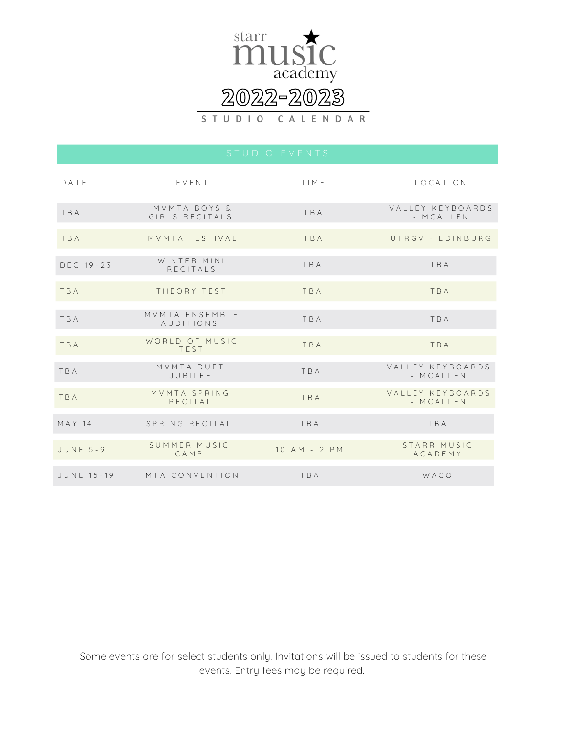starr music academy

# 2022-2023

## STUDIO CALENDAR

### STUDIO EVENTS

| DATE | EVENT | TIME | LOCATION |
|---|---|---|---|
| TBA | MVMTA BOYS & GIRLS RECITALS | TBA | VALLEY KEYBOARDS - MCALLEN |
| TBA | MVMTA FESTIVAL | TBA | UTRGV - EDINBURG |
| DEC 19-23 | WINTER MINI RECITALS | TBA | TBA |
| TBA | THEORY TEST | TBA | TBA |
| TBA | MVMTA ENSEMBLE AUDITIONS | TBA | TBA |
| TBA | WORLD OF MUSIC TEST | TBA | TBA |
| TBA | MVMTA DUET JUBILEE | TBA | VALLEY KEYBOARDS - MCALLEN |
| TBA | MVMTA SPRING RECITAL | TBA | VALLEY KEYBOARDS - MCALLEN |
| MAY 14 | SPRING RECITAL | TBA | TBA |
| JUNE 5-9 | SUMMER MUSIC CAMP | 10 AM - 2 PM | STARR MUSIC ACADEMY |
| JUNE 15-19 | TMTA CONVENTION | TBA | WACO |

Some events are for select students only. Invitations will be issued to students for these events. Entry fees may be required.